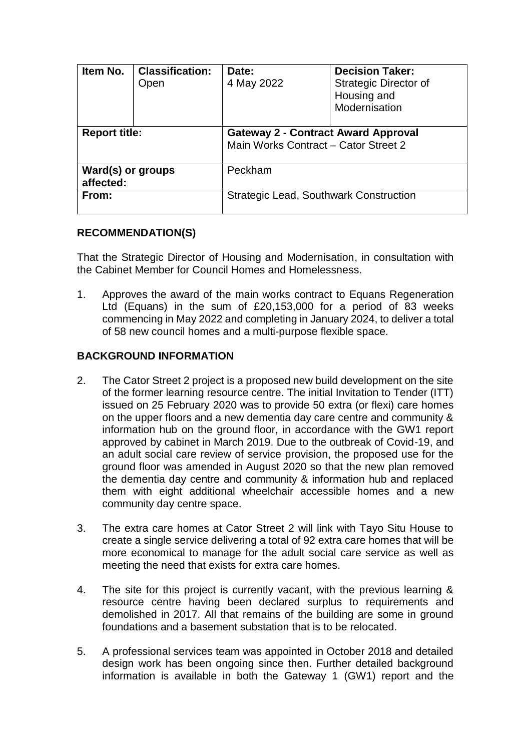| Item No. | Classification: Open | Date: 4 May 2022 | Decision Taker: Strategic Director of Housing and Modernisation |
|---|---|---|---|
| **Report title:** | | **Gateway 2 - Contract Award Approval** Main Works Contract – Cator Street 2 | |
| **Ward(s) or groups affected:** | | Peckham | |
| **From:** | | Strategic Lead, Southwark Construction | |

## RECOMMENDATION(S)

That the Strategic Director of Housing and Modernisation, in consultation with the Cabinet Member for Council Homes and Homelessness.

1. Approves the award of the main works contract to Equans Regeneration Ltd (Equans) in the sum of £20,153,000 for a period of 83 weeks commencing in May 2022 and completing in January 2024, to deliver a total of 58 new council homes and a multi-purpose flexible space.

## BACKGROUND INFORMATION

2. The Cator Street 2 project is a proposed new build development on the site of the former learning resource centre. The initial Invitation to Tender (ITT) issued on 25 February 2020 was to provide 50 extra (or flexi) care homes on the upper floors and a new dementia day care centre and community & information hub on the ground floor, in accordance with the GW1 report approved by cabinet in March 2019. Due to the outbreak of Covid-19, and an adult social care review of service provision, the proposed use for the ground floor was amended in August 2020 so that the new plan removed the dementia day centre and community & information hub and replaced them with eight additional wheelchair accessible homes and a new community day centre space.

3. The extra care homes at Cator Street 2 will link with Tayo Situ House to create a single service delivering a total of 92 extra care homes that will be more economical to manage for the adult social care service as well as meeting the need that exists for extra care homes.

4. The site for this project is currently vacant, with the previous learning & resource centre having been declared surplus to requirements and demolished in 2017. All that remains of the building are some in ground foundations and a basement substation that is to be relocated.

5. A professional services team was appointed in October 2018 and detailed design work has been ongoing since then. Further detailed background information is available in both the Gateway 1 (GW1) report and the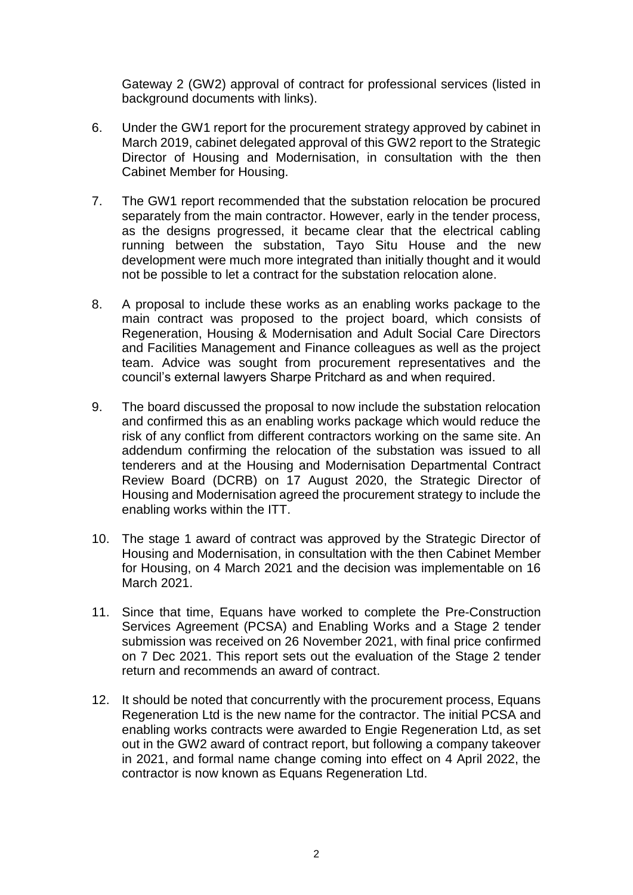Gateway 2 (GW2) approval of contract for professional services (listed in background documents with links).

6. Under the GW1 report for the procurement strategy approved by cabinet in March 2019, cabinet delegated approval of this GW2 report to the Strategic Director of Housing and Modernisation, in consultation with the then Cabinet Member for Housing.

7. The GW1 report recommended that the substation relocation be procured separately from the main contractor. However, early in the tender process, as the designs progressed, it became clear that the electrical cabling running between the substation, Tayo Situ House and the new development were much more integrated than initially thought and it would not be possible to let a contract for the substation relocation alone.

8. A proposal to include these works as an enabling works package to the main contract was proposed to the project board, which consists of Regeneration, Housing & Modernisation and Adult Social Care Directors and Facilities Management and Finance colleagues as well as the project team. Advice was sought from procurement representatives and the council's external lawyers Sharpe Pritchard as and when required.

9. The board discussed the proposal to now include the substation relocation and confirmed this as an enabling works package which would reduce the risk of any conflict from different contractors working on the same site. An addendum confirming the relocation of the substation was issued to all tenderers and at the Housing and Modernisation Departmental Contract Review Board (DCRB) on 17 August 2020, the Strategic Director of Housing and Modernisation agreed the procurement strategy to include the enabling works within the ITT.

10. The stage 1 award of contract was approved by the Strategic Director of Housing and Modernisation, in consultation with the then Cabinet Member for Housing, on 4 March 2021 and the decision was implementable on 16 March 2021.

11. Since that time, Equans have worked to complete the Pre-Construction Services Agreement (PCSA) and Enabling Works and a Stage 2 tender submission was received on 26 November 2021, with final price confirmed on 7 Dec 2021. This report sets out the evaluation of the Stage 2 tender return and recommends an award of contract.

12. It should be noted that concurrently with the procurement process, Equans Regeneration Ltd is the new name for the contractor. The initial PCSA and enabling works contracts were awarded to Engie Regeneration Ltd, as set out in the GW2 award of contract report, but following a company takeover in 2021, and formal name change coming into effect on 4 April 2022, the contractor is now known as Equans Regeneration Ltd.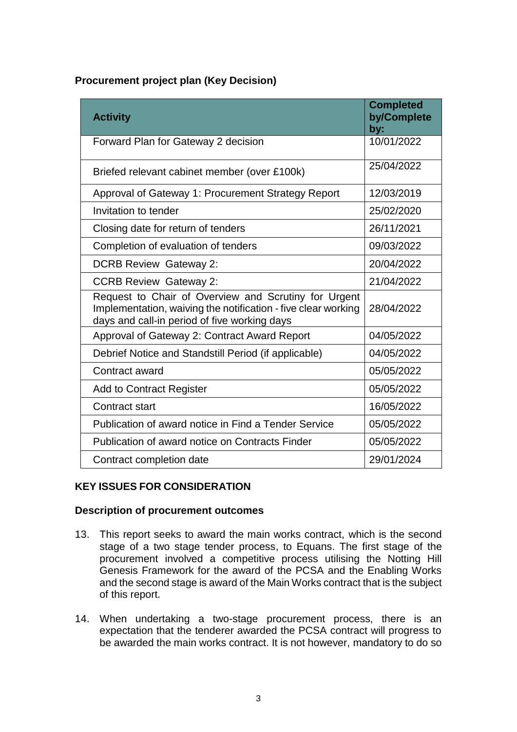**Procurement project plan (Key Decision)**

| Activity | Completed by/Complete by: |
| --- | --- |
| Forward Plan for Gateway 2 decision | 10/01/2022 |
| Briefed relevant cabinet member (over £100k) | 25/04/2022 |
| Approval of Gateway 1: Procurement Strategy Report | 12/03/2019 |
| Invitation to tender | 25/02/2020 |
| Closing date for return of tenders | 26/11/2021 |
| Completion of evaluation of tenders | 09/03/2022 |
| DCRB Review Gateway 2: | 20/04/2022 |
| CCRB Review Gateway 2: | 21/04/2022 |
| Request to Chair of Overview and Scrutiny for Urgent Implementation, waiving the notification - five clear working days and call-in period of five working days | 28/04/2022 |
| Approval of Gateway 2: Contract Award Report | 04/05/2022 |
| Debrief Notice and Standstill Period (if applicable) | 04/05/2022 |
| Contract award | 05/05/2022 |
| Add to Contract Register | 05/05/2022 |
| Contract start | 16/05/2022 |
| Publication of award notice in Find a Tender Service | 05/05/2022 |
| Publication of award notice on Contracts Finder | 05/05/2022 |
| Contract completion date | 29/01/2024 |

**KEY ISSUES FOR CONSIDERATION**

**Description of procurement outcomes**

13. This report seeks to award the main works contract, which is the second stage of a two stage tender process, to Equans. The first stage of the procurement involved a competitive process utilising the Notting Hill Genesis Framework for the award of the PCSA and the Enabling Works and the second stage is award of the Main Works contract that is the subject of this report.

14. When undertaking a two-stage procurement process, there is an expectation that the tenderer awarded the PCSA contract will progress to be awarded the main works contract. It is not however, mandatory to do so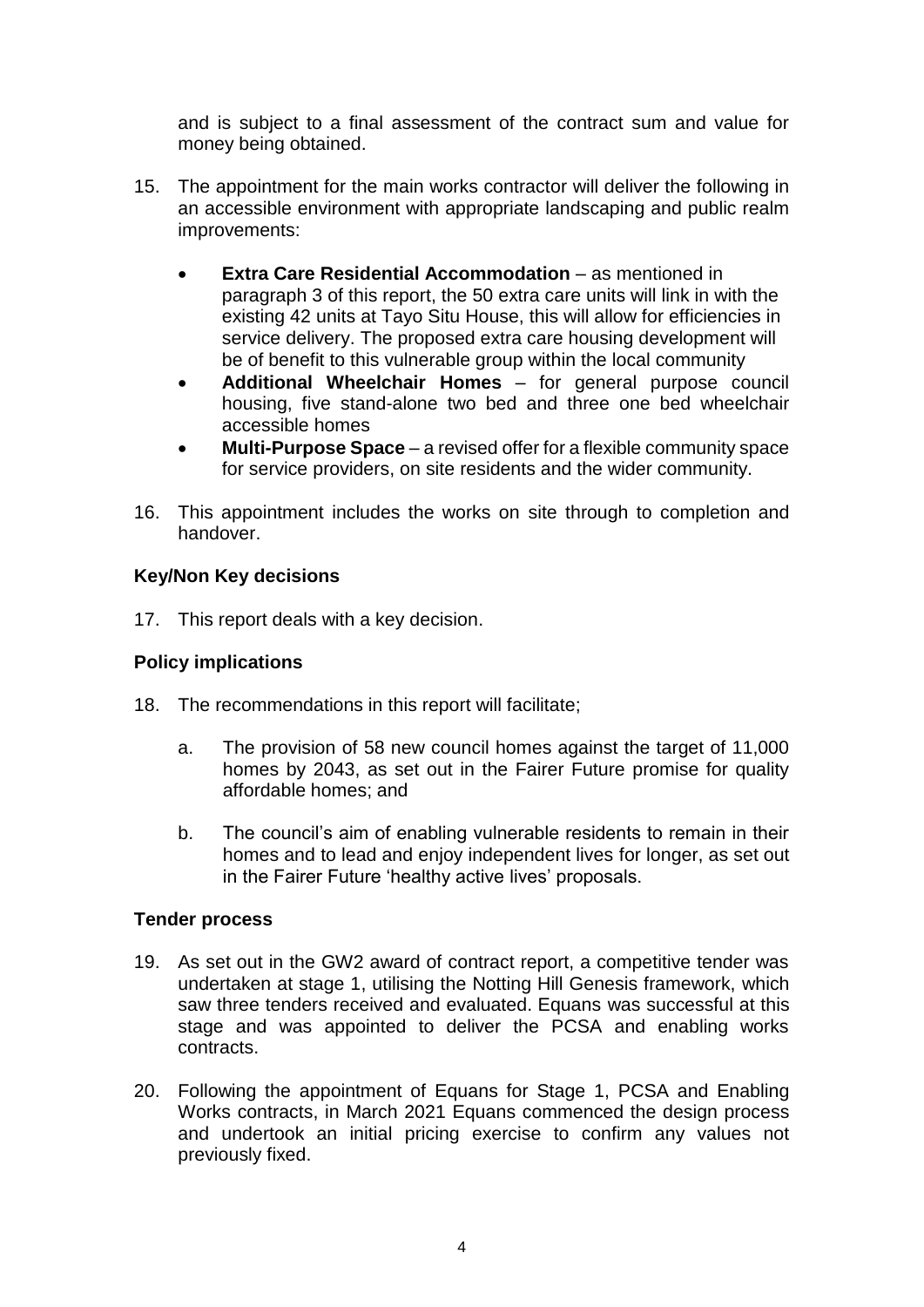and is subject to a final assessment of the contract sum and value for money being obtained.

15. The appointment for the main works contractor will deliver the following in an accessible environment with appropriate landscaping and public realm improvements:

    - **Extra Care Residential Accommodation** – as mentioned in paragraph 3 of this report, the 50 extra care units will link in with the existing 42 units at Tayo Situ House, this will allow for efficiencies in service delivery. The proposed extra care housing development will be of benefit to this vulnerable group within the local community
    - **Additional Wheelchair Homes** – for general purpose council housing, five stand-alone two bed and three one bed wheelchair accessible homes
    - **Multi-Purpose Space** – a revised offer for a flexible community space for service providers, on site residents and the wider community.

16. This appointment includes the works on site through to completion and handover.

## Key/Non Key decisions

17. This report deals with a key decision.

## Policy implications

18. The recommendations in this report will facilitate;

    a. The provision of 58 new council homes against the target of 11,000 homes by 2043, as set out in the Fairer Future promise for quality affordable homes; and

    b. The council's aim of enabling vulnerable residents to remain in their homes and to lead and enjoy independent lives for longer, as set out in the Fairer Future 'healthy active lives' proposals.

## Tender process

19. As set out in the GW2 award of contract report, a competitive tender was undertaken at stage 1, utilising the Notting Hill Genesis framework, which saw three tenders received and evaluated. Equans was successful at this stage and was appointed to deliver the PCSA and enabling works contracts.

20. Following the appointment of Equans for Stage 1, PCSA and Enabling Works contracts, in March 2021 Equans commenced the design process and undertook an initial pricing exercise to confirm any values not previously fixed.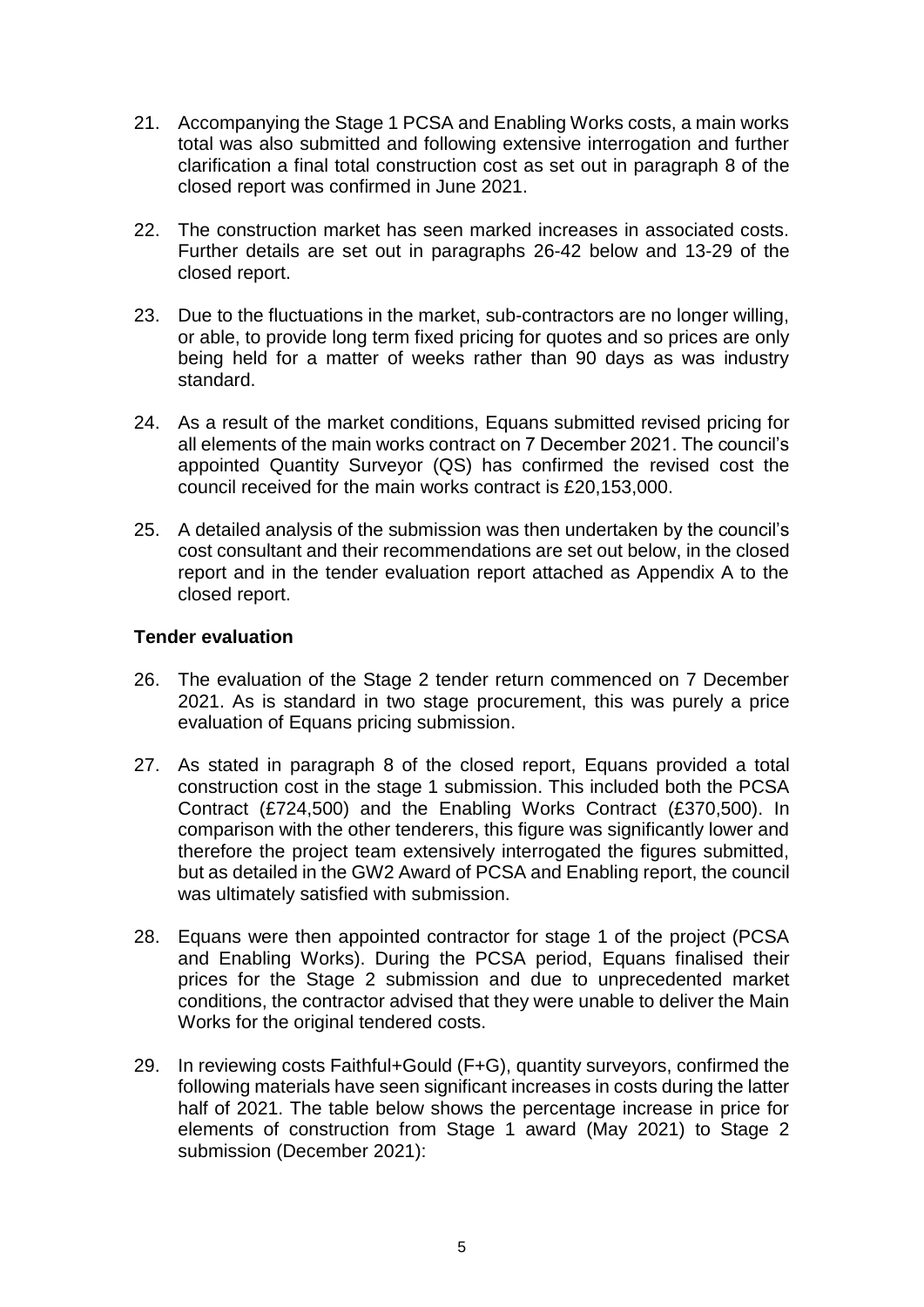21. Accompanying the Stage 1 PCSA and Enabling Works costs, a main works total was also submitted and following extensive interrogation and further clarification a final total construction cost as set out in paragraph 8 of the closed report was confirmed in June 2021.

22. The construction market has seen marked increases in associated costs. Further details are set out in paragraphs 26-42 below and 13-29 of the closed report.

23. Due to the fluctuations in the market, sub-contractors are no longer willing, or able, to provide long term fixed pricing for quotes and so prices are only being held for a matter of weeks rather than 90 days as was industry standard.

24. As a result of the market conditions, Equans submitted revised pricing for all elements of the main works contract on 7 December 2021. The council's appointed Quantity Surveyor (QS) has confirmed the revised cost the council received for the main works contract is £20,153,000.

25. A detailed analysis of the submission was then undertaken by the council's cost consultant and their recommendations are set out below, in the closed report and in the tender evaluation report attached as Appendix A to the closed report.

**Tender evaluation**

26. The evaluation of the Stage 2 tender return commenced on 7 December 2021. As is standard in two stage procurement, this was purely a price evaluation of Equans pricing submission.

27. As stated in paragraph 8 of the closed report, Equans provided a total construction cost in the stage 1 submission. This included both the PCSA Contract (£724,500) and the Enabling Works Contract (£370,500). In comparison with the other tenderers, this figure was significantly lower and therefore the project team extensively interrogated the figures submitted, but as detailed in the GW2 Award of PCSA and Enabling report, the council was ultimately satisfied with submission.

28. Equans were then appointed contractor for stage 1 of the project (PCSA and Enabling Works). During the PCSA period, Equans finalised their prices for the Stage 2 submission and due to unprecedented market conditions, the contractor advised that they were unable to deliver the Main Works for the original tendered costs.

29. In reviewing costs Faithful+Gould (F+G), quantity surveyors, confirmed the following materials have seen significant increases in costs during the latter half of 2021. The table below shows the percentage increase in price for elements of construction from Stage 1 award (May 2021) to Stage 2 submission (December 2021):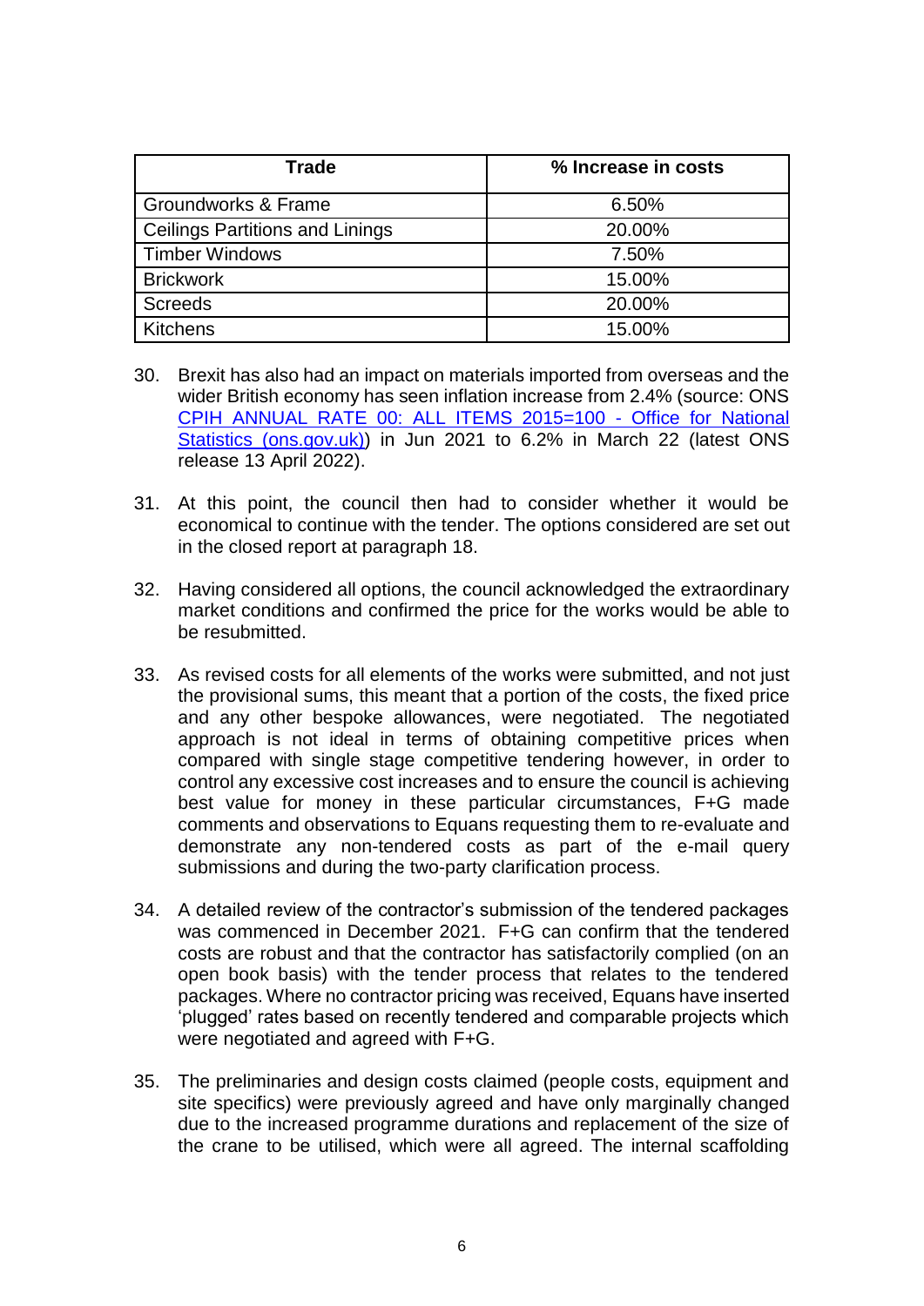| Trade | % Increase in costs |
|---|---|
| Groundworks & Frame | 6.50% |
| Ceilings Partitions and Linings | 20.00% |
| Timber Windows | 7.50% |
| Brickwork | 15.00% |
| Screeds | 20.00% |
| Kitchens | 15.00% |

30. Brexit has also had an impact on materials imported from overseas and the wider British economy has seen inflation increase from 2.4% (source: ONS [CPIH ANNUAL RATE 00: ALL ITEMS 2015=100 - Office for National Statistics (ons.gov.uk)](ons.gov.uk)) in Jun 2021 to 6.2% in March 22 (latest ONS release 13 April 2022).

31. At this point, the council then had to consider whether it would be economical to continue with the tender. The options considered are set out in the closed report at paragraph 18.

32. Having considered all options, the council acknowledged the extraordinary market conditions and confirmed the price for the works would be able to be resubmitted.

33. As revised costs for all elements of the works were submitted, and not just the provisional sums, this meant that a portion of the costs, the fixed price and any other bespoke allowances, were negotiated. The negotiated approach is not ideal in terms of obtaining competitive prices when compared with single stage competitive tendering however, in order to control any excessive cost increases and to ensure the council is achieving best value for money in these particular circumstances, F+G made comments and observations to Equans requesting them to re-evaluate and demonstrate any non-tendered costs as part of the e-mail query submissions and during the two-party clarification process.

34. A detailed review of the contractor's submission of the tendered packages was commenced in December 2021. F+G can confirm that the tendered costs are robust and that the contractor has satisfactorily complied (on an open book basis) with the tender process that relates to the tendered packages. Where no contractor pricing was received, Equans have inserted 'plugged' rates based on recently tendered and comparable projects which were negotiated and agreed with F+G.

35. The preliminaries and design costs claimed (people costs, equipment and site specifics) were previously agreed and have only marginally changed due to the increased programme durations and replacement of the size of the crane to be utilised, which were all agreed. The internal scaffolding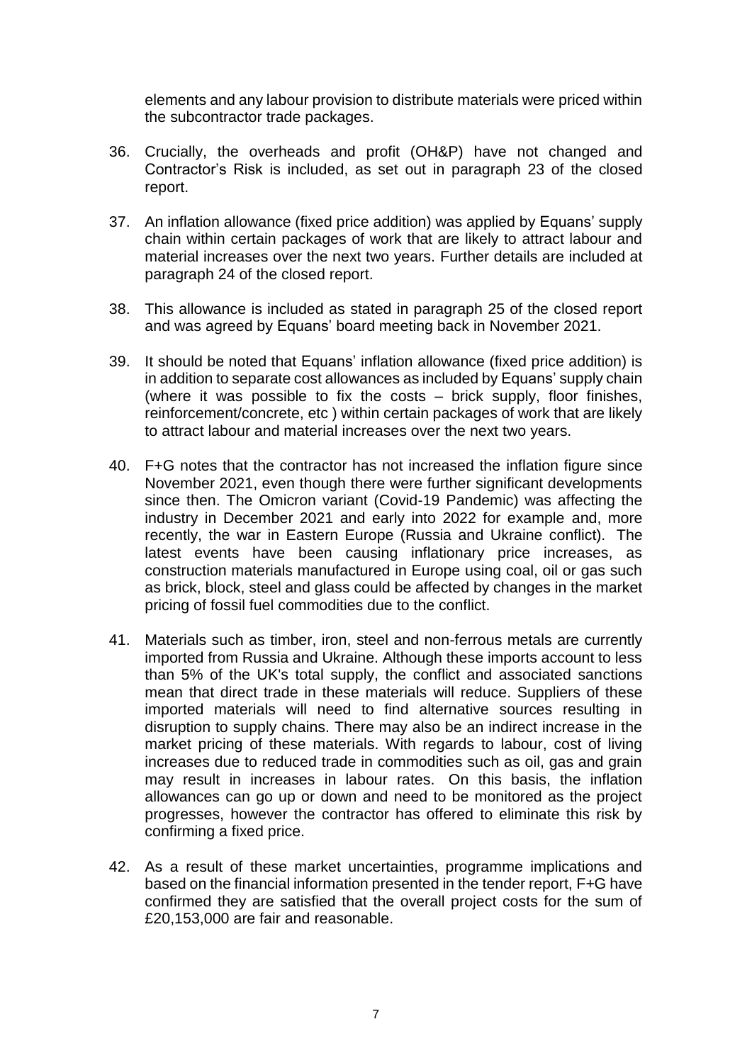elements and any labour provision to distribute materials were priced within the subcontractor trade packages.

36. Crucially, the overheads and profit (OH&P) have not changed and Contractor's Risk is included, as set out in paragraph 23 of the closed report.

37. An inflation allowance (fixed price addition) was applied by Equans' supply chain within certain packages of work that are likely to attract labour and material increases over the next two years. Further details are included at paragraph 24 of the closed report.

38. This allowance is included as stated in paragraph 25 of the closed report and was agreed by Equans' board meeting back in November 2021.

39. It should be noted that Equans' inflation allowance (fixed price addition) is in addition to separate cost allowances as included by Equans' supply chain (where it was possible to fix the costs – brick supply, floor finishes, reinforcement/concrete, etc ) within certain packages of work that are likely to attract labour and material increases over the next two years.

40. F+G notes that the contractor has not increased the inflation figure since November 2021, even though there were further significant developments since then. The Omicron variant (Covid-19 Pandemic) was affecting the industry in December 2021 and early into 2022 for example and, more recently, the war in Eastern Europe (Russia and Ukraine conflict). The latest events have been causing inflationary price increases, as construction materials manufactured in Europe using coal, oil or gas such as brick, block, steel and glass could be affected by changes in the market pricing of fossil fuel commodities due to the conflict.

41. Materials such as timber, iron, steel and non-ferrous metals are currently imported from Russia and Ukraine. Although these imports account to less than 5% of the UK's total supply, the conflict and associated sanctions mean that direct trade in these materials will reduce. Suppliers of these imported materials will need to find alternative sources resulting in disruption to supply chains. There may also be an indirect increase in the market pricing of these materials. With regards to labour, cost of living increases due to reduced trade in commodities such as oil, gas and grain may result in increases in labour rates. On this basis, the inflation allowances can go up or down and need to be monitored as the project progresses, however the contractor has offered to eliminate this risk by confirming a fixed price.

42. As a result of these market uncertainties, programme implications and based on the financial information presented in the tender report, F+G have confirmed they are satisfied that the overall project costs for the sum of £20,153,000 are fair and reasonable.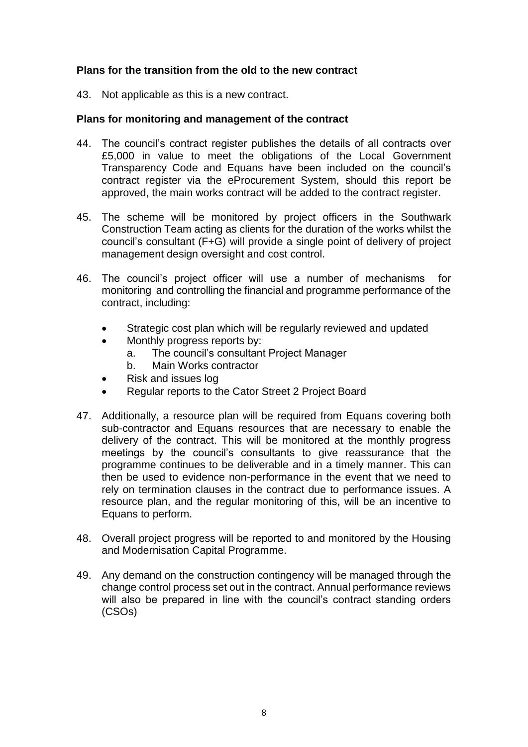**Plans for the transition from the old to the new contract**

43. Not applicable as this is a new contract.

**Plans for monitoring and management of the contract**

44. The council's contract register publishes the details of all contracts over £5,000 in value to meet the obligations of the Local Government Transparency Code and Equans have been included on the council's contract register via the eProcurement System, should this report be approved, the main works contract will be added to the contract register.

45. The scheme will be monitored by project officers in the Southwark Construction Team acting as clients for the duration of the works whilst the council's consultant (F+G) will provide a single point of delivery of project management design oversight and cost control.

46. The council's project officer will use a number of mechanisms for monitoring and controlling the financial and programme performance of the contract, including:

    - Strategic cost plan which will be regularly reviewed and updated
    - Monthly progress reports by:
        a. The council's consultant Project Manager
        b. Main Works contractor
    - Risk and issues log
    - Regular reports to the Cator Street 2 Project Board

47. Additionally, a resource plan will be required from Equans covering both sub-contractor and Equans resources that are necessary to enable the delivery of the contract. This will be monitored at the monthly progress meetings by the council's consultants to give reassurance that the programme continues to be deliverable and in a timely manner. This can then be used to evidence non-performance in the event that we need to rely on termination clauses in the contract due to performance issues. A resource plan, and the regular monitoring of this, will be an incentive to Equans to perform.

48. Overall project progress will be reported to and monitored by the Housing and Modernisation Capital Programme.

49. Any demand on the construction contingency will be managed through the change control process set out in the contract. Annual performance reviews will also be prepared in line with the council's contract standing orders (CSOs)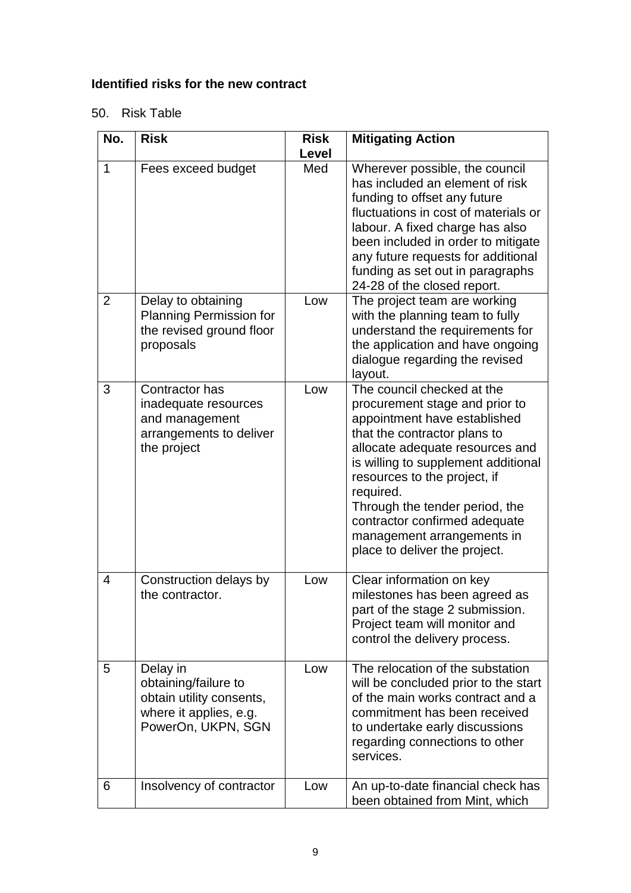**Identified risks for the new contract**

50. Risk Table

| No. | Risk | Risk Level | Mitigating Action |
|---|---|---|---|
| 1 | Fees exceed budget | Med | Wherever possible, the council has included an element of risk funding to offset any future fluctuations in cost of materials or labour. A fixed charge has also been included in order to mitigate any future requests for additional funding as set out in paragraphs 24-28 of the closed report. |
| 2 | Delay to obtaining Planning Permission for the revised ground floor proposals | Low | The project team are working with the planning team to fully understand the requirements for the application and have ongoing dialogue regarding the revised layout. |
| 3 | Contractor has inadequate resources and management arrangements to deliver the project | Low | The council checked at the procurement stage and prior to appointment have established that the contractor plans to allocate adequate resources and is willing to supplement additional resources to the project, if required. Through the tender period, the contractor confirmed adequate management arrangements in place to deliver the project. |
| 4 | Construction delays by the contractor. | Low | Clear information on key milestones has been agreed as part of the stage 2 submission. Project team will monitor and control the delivery process. |
| 5 | Delay in obtaining/failure to obtain utility consents, where it applies, e.g. PowerOn, UKPN, SGN | Low | The relocation of the substation will be concluded prior to the start of the main works contract and a commitment has been received to undertake early discussions regarding connections to other services. |
| 6 | Insolvency of contractor | Low | An up-to-date financial check has been obtained from Mint, which |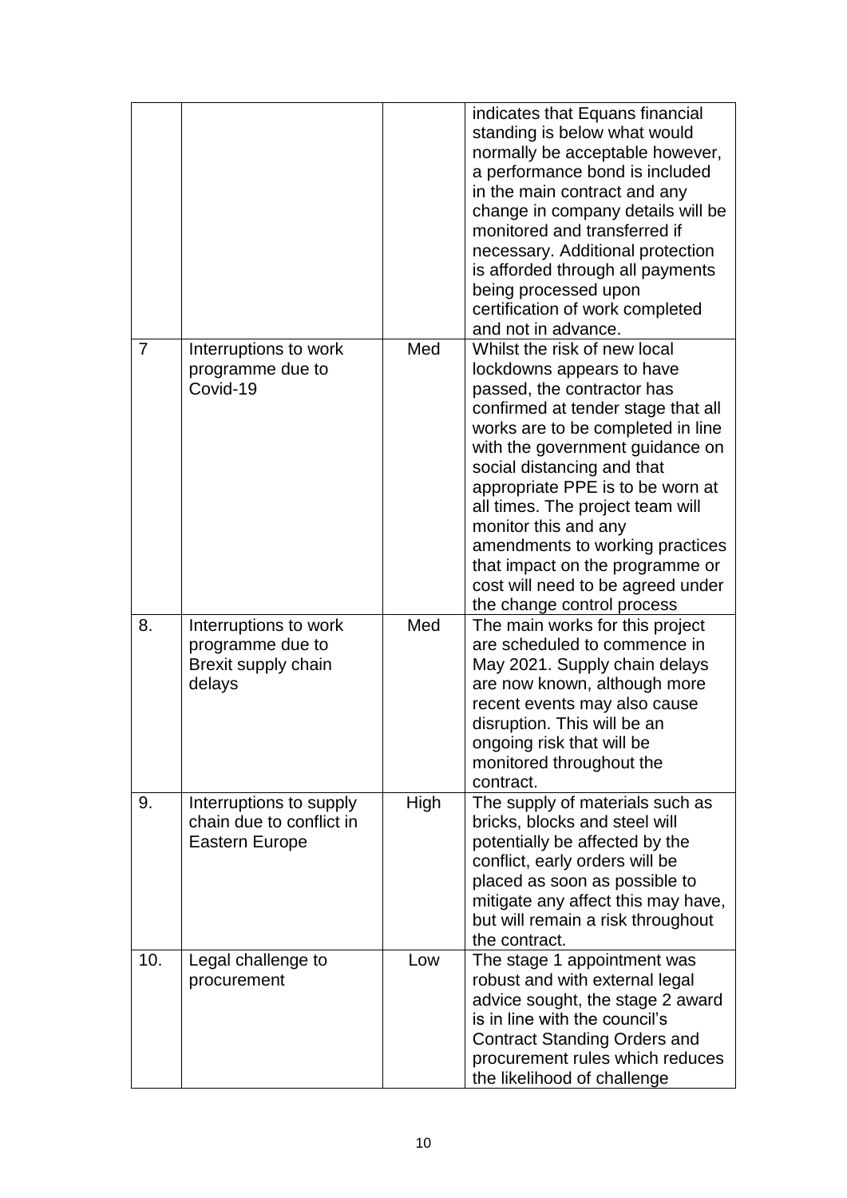| | | | indicates that Equans financial standing is below what would normally be acceptable however, a performance bond is included in the main contract and any change in company details will be monitored and transferred if necessary. Additional protection is afforded through all payments being processed upon certification of work completed and not in advance. |
|---|---|---|---|
| 7 | Interruptions to work programme due to Covid-19 | Med | Whilst the risk of new local lockdowns appears to have passed, the contractor has confirmed at tender stage that all works are to be completed in line with the government guidance on social distancing and that appropriate PPE is to be worn at all times. The project team will monitor this and any amendments to working practices that impact on the programme or cost will need to be agreed under the change control process |
| 8. | Interruptions to work programme due to Brexit supply chain delays | Med | The main works for this project are scheduled to commence in May 2021. Supply chain delays are now known, although more recent events may also cause disruption. This will be an ongoing risk that will be monitored throughout the contract. |
| 9. | Interruptions to supply chain due to conflict in Eastern Europe | High | The supply of materials such as bricks, blocks and steel will potentially be affected by the conflict, early orders will be placed as soon as possible to mitigate any affect this may have, but will remain a risk throughout the contract. |
| 10. | Legal challenge to procurement | Low | The stage 1 appointment was robust and with external legal advice sought, the stage 2 award is in line with the council's Contract Standing Orders and procurement rules which reduces the likelihood of challenge |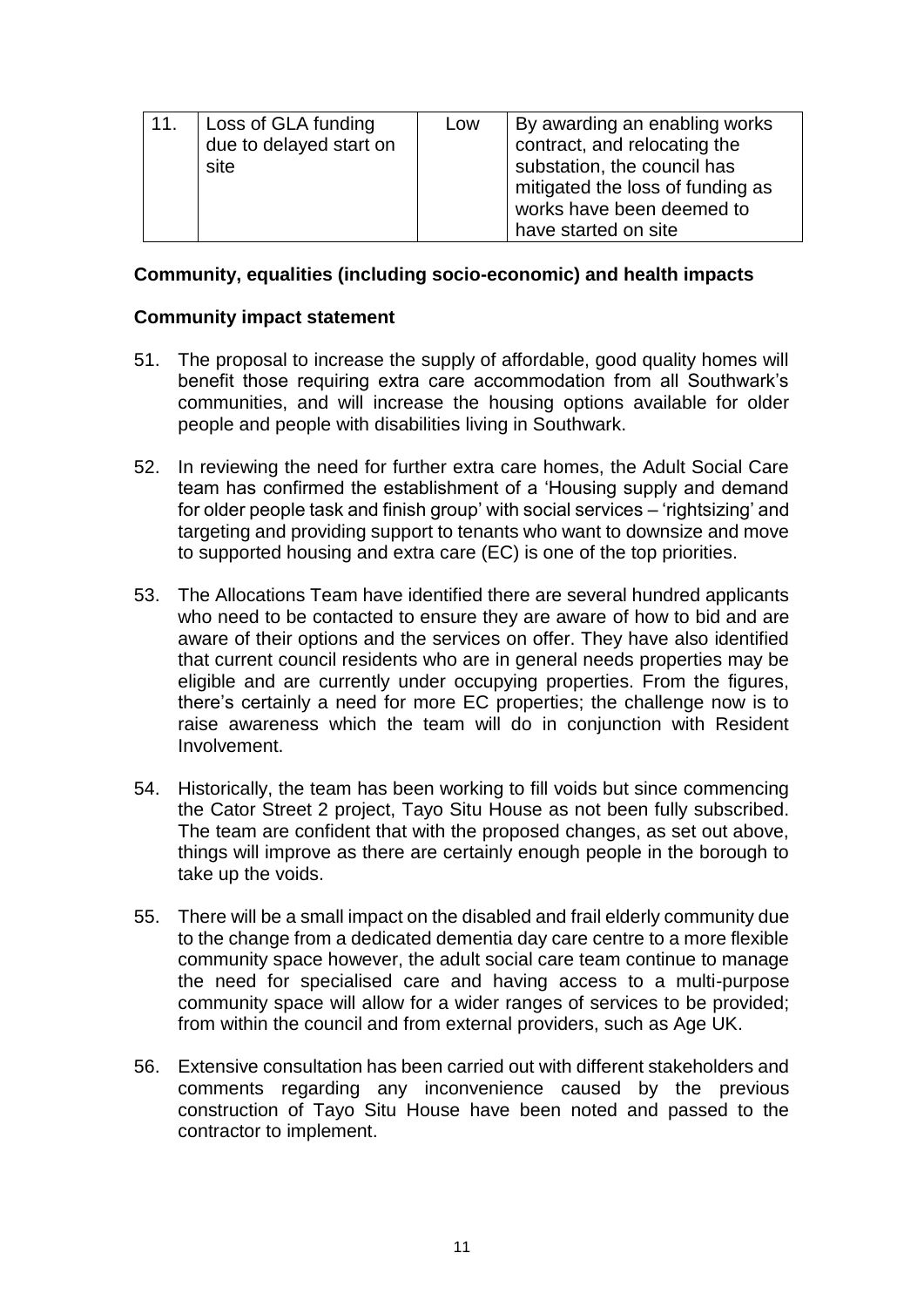| 11. | Loss of GLA funding due to delayed start on site | Low | By awarding an enabling works contract, and relocating the substation, the council has mitigated the loss of funding as works have been deemed to have started on site |
|---|---|---|---|

**Community, equalities (including socio-economic) and health impacts**

**Community impact statement**

51. The proposal to increase the supply of affordable, good quality homes will benefit those requiring extra care accommodation from all Southwark's communities, and will increase the housing options available for older people and people with disabilities living in Southwark.

52. In reviewing the need for further extra care homes, the Adult Social Care team has confirmed the establishment of a 'Housing supply and demand for older people task and finish group' with social services – 'rightsizing' and targeting and providing support to tenants who want to downsize and move to supported housing and extra care (EC) is one of the top priorities.

53. The Allocations Team have identified there are several hundred applicants who need to be contacted to ensure they are aware of how to bid and are aware of their options and the services on offer. They have also identified that current council residents who are in general needs properties may be eligible and are currently under occupying properties. From the figures, there's certainly a need for more EC properties; the challenge now is to raise awareness which the team will do in conjunction with Resident Involvement.

54. Historically, the team has been working to fill voids but since commencing the Cator Street 2 project, Tayo Situ House as not been fully subscribed. The team are confident that with the proposed changes, as set out above, things will improve as there are certainly enough people in the borough to take up the voids.

55. There will be a small impact on the disabled and frail elderly community due to the change from a dedicated dementia day care centre to a more flexible community space however, the adult social care team continue to manage the need for specialised care and having access to a multi-purpose community space will allow for a wider ranges of services to be provided; from within the council and from external providers, such as Age UK.

56. Extensive consultation has been carried out with different stakeholders and comments regarding any inconvenience caused by the previous construction of Tayo Situ House have been noted and passed to the contractor to implement.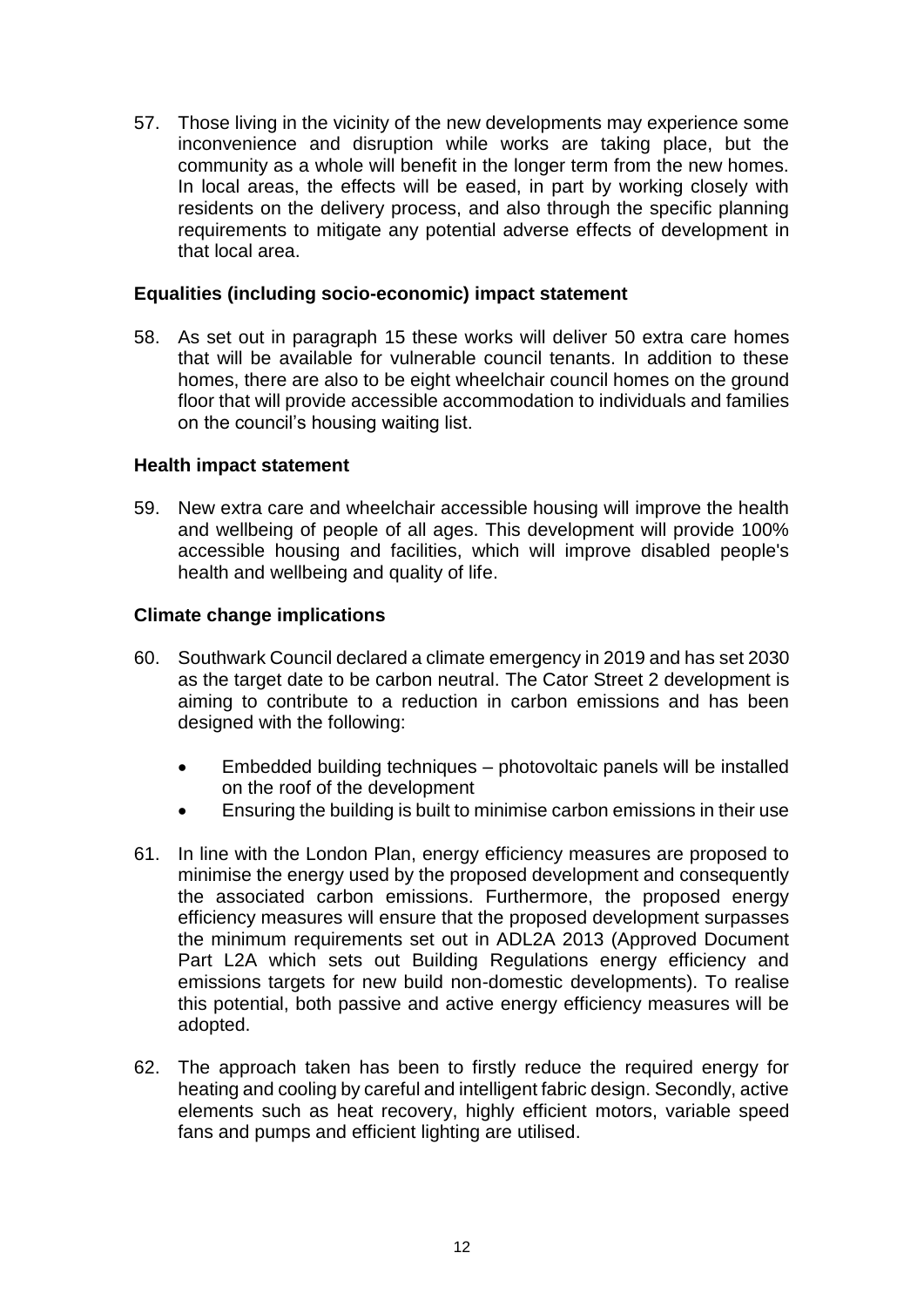57. Those living in the vicinity of the new developments may experience some inconvenience and disruption while works are taking place, but the community as a whole will benefit in the longer term from the new homes. In local areas, the effects will be eased, in part by working closely with residents on the delivery process, and also through the specific planning requirements to mitigate any potential adverse effects of development in that local area.

**Equalities (including socio-economic) impact statement**

58. As set out in paragraph 15 these works will deliver 50 extra care homes that will be available for vulnerable council tenants. In addition to these homes, there are also to be eight wheelchair council homes on the ground floor that will provide accessible accommodation to individuals and families on the council's housing waiting list.

**Health impact statement**

59. New extra care and wheelchair accessible housing will improve the health and wellbeing of people of all ages. This development will provide 100% accessible housing and facilities, which will improve disabled people's health and wellbeing and quality of life.

**Climate change implications**

60. Southwark Council declared a climate emergency in 2019 and has set 2030 as the target date to be carbon neutral. The Cator Street 2 development is aiming to contribute to a reduction in carbon emissions and has been designed with the following:

    - Embedded building techniques – photovoltaic panels will be installed on the roof of the development
    - Ensuring the building is built to minimise carbon emissions in their use

61. In line with the London Plan, energy efficiency measures are proposed to minimise the energy used by the proposed development and consequently the associated carbon emissions. Furthermore, the proposed energy efficiency measures will ensure that the proposed development surpasses the minimum requirements set out in ADL2A 2013 (Approved Document Part L2A which sets out Building Regulations energy efficiency and emissions targets for new build non-domestic developments). To realise this potential, both passive and active energy efficiency measures will be adopted.

62. The approach taken has been to firstly reduce the required energy for heating and cooling by careful and intelligent fabric design. Secondly, active elements such as heat recovery, highly efficient motors, variable speed fans and pumps and efficient lighting are utilised.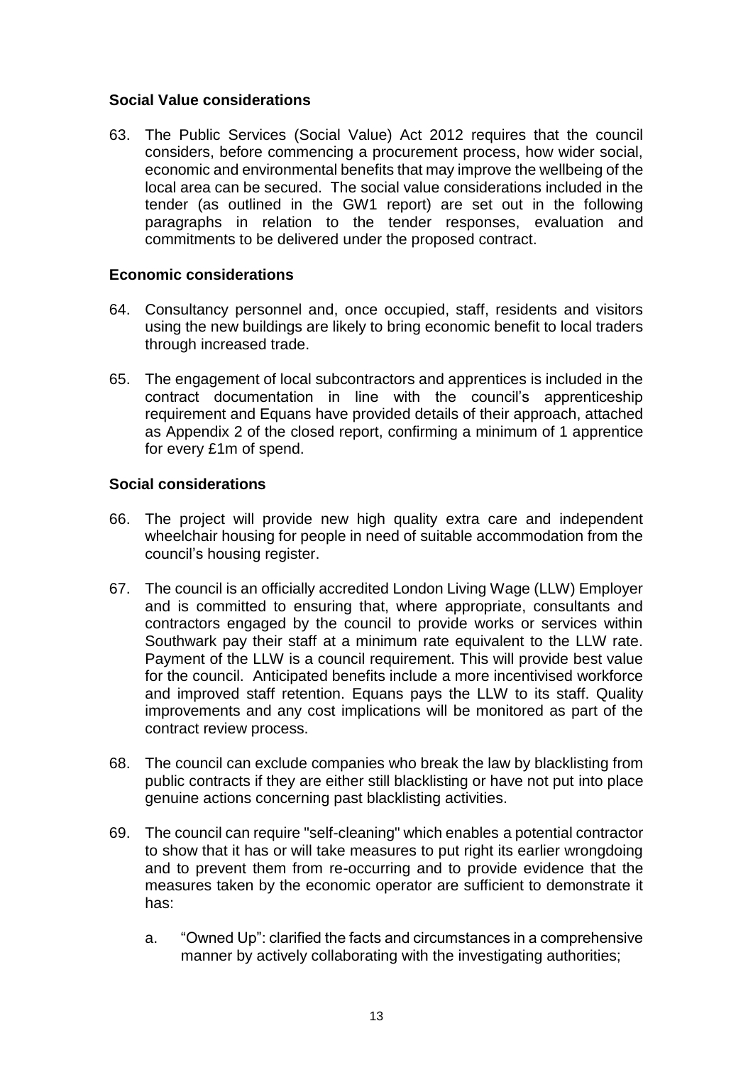## Social Value considerations

63. The Public Services (Social Value) Act 2012 requires that the council considers, before commencing a procurement process, how wider social, economic and environmental benefits that may improve the wellbeing of the local area can be secured. The social value considerations included in the tender (as outlined in the GW1 report) are set out in the following paragraphs in relation to the tender responses, evaluation and commitments to be delivered under the proposed contract.

## Economic considerations

64. Consultancy personnel and, once occupied, staff, residents and visitors using the new buildings are likely to bring economic benefit to local traders through increased trade.

65. The engagement of local subcontractors and apprentices is included in the contract documentation in line with the council's apprenticeship requirement and Equans have provided details of their approach, attached as Appendix 2 of the closed report, confirming a minimum of 1 apprentice for every £1m of spend.

## Social considerations

66. The project will provide new high quality extra care and independent wheelchair housing for people in need of suitable accommodation from the council's housing register.

67. The council is an officially accredited London Living Wage (LLW) Employer and is committed to ensuring that, where appropriate, consultants and contractors engaged by the council to provide works or services within Southwark pay their staff at a minimum rate equivalent to the LLW rate. Payment of the LLW is a council requirement. This will provide best value for the council. Anticipated benefits include a more incentivised workforce and improved staff retention. Equans pays the LLW to its staff. Quality improvements and any cost implications will be monitored as part of the contract review process.

68. The council can exclude companies who break the law by blacklisting from public contracts if they are either still blacklisting or have not put into place genuine actions concerning past blacklisting activities.

69. The council can require "self-cleaning" which enables a potential contractor to show that it has or will take measures to put right its earlier wrongdoing and to prevent them from re-occurring and to provide evidence that the measures taken by the economic operator are sufficient to demonstrate it has:

    a. "Owned Up": clarified the facts and circumstances in a comprehensive manner by actively collaborating with the investigating authorities;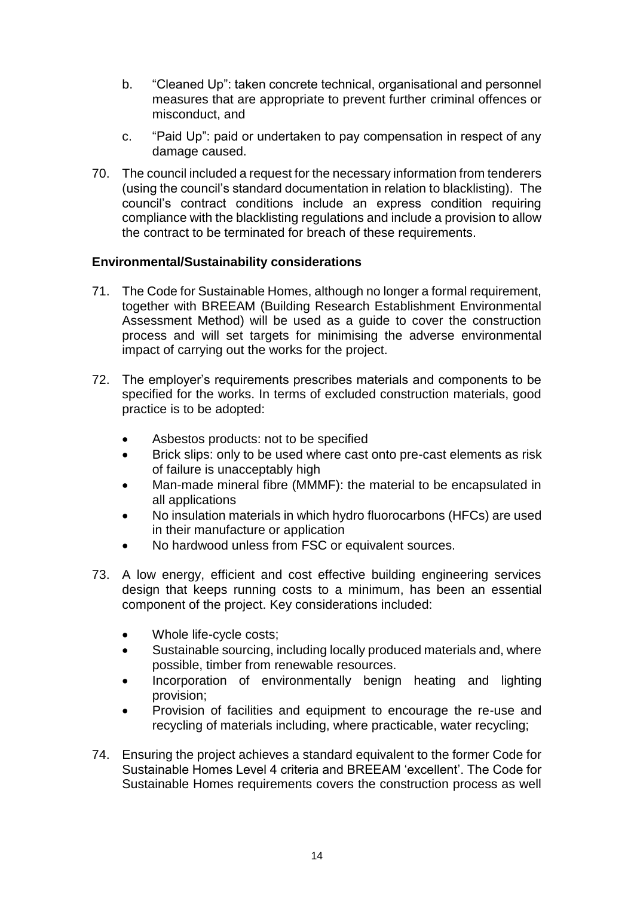b. "Cleaned Up": taken concrete technical, organisational and personnel measures that are appropriate to prevent further criminal offences or misconduct, and

c. "Paid Up": paid or undertaken to pay compensation in respect of any damage caused.

70. The council included a request for the necessary information from tenderers (using the council's standard documentation in relation to blacklisting). The council's contract conditions include an express condition requiring compliance with the blacklisting regulations and include a provision to allow the contract to be terminated for breach of these requirements.

**Environmental/Sustainability considerations**

71. The Code for Sustainable Homes, although no longer a formal requirement, together with BREEAM (Building Research Establishment Environmental Assessment Method) will be used as a guide to cover the construction process and will set targets for minimising the adverse environmental impact of carrying out the works for the project.

72. The employer's requirements prescribes materials and components to be specified for the works. In terms of excluded construction materials, good practice is to be adopted:

    - Asbestos products: not to be specified
    - Brick slips: only to be used where cast onto pre-cast elements as risk of failure is unacceptably high
    - Man-made mineral fibre (MMMF): the material to be encapsulated in all applications
    - No insulation materials in which hydro fluorocarbons (HFCs) are used in their manufacture or application
    - No hardwood unless from FSC or equivalent sources.

73. A low energy, efficient and cost effective building engineering services design that keeps running costs to a minimum, has been an essential component of the project. Key considerations included:

    - Whole life-cycle costs;
    - Sustainable sourcing, including locally produced materials and, where possible, timber from renewable resources.
    - Incorporation of environmentally benign heating and lighting provision;
    - Provision of facilities and equipment to encourage the re-use and recycling of materials including, where practicable, water recycling;

74. Ensuring the project achieves a standard equivalent to the former Code for Sustainable Homes Level 4 criteria and BREEAM 'excellent'. The Code for Sustainable Homes requirements covers the construction process as well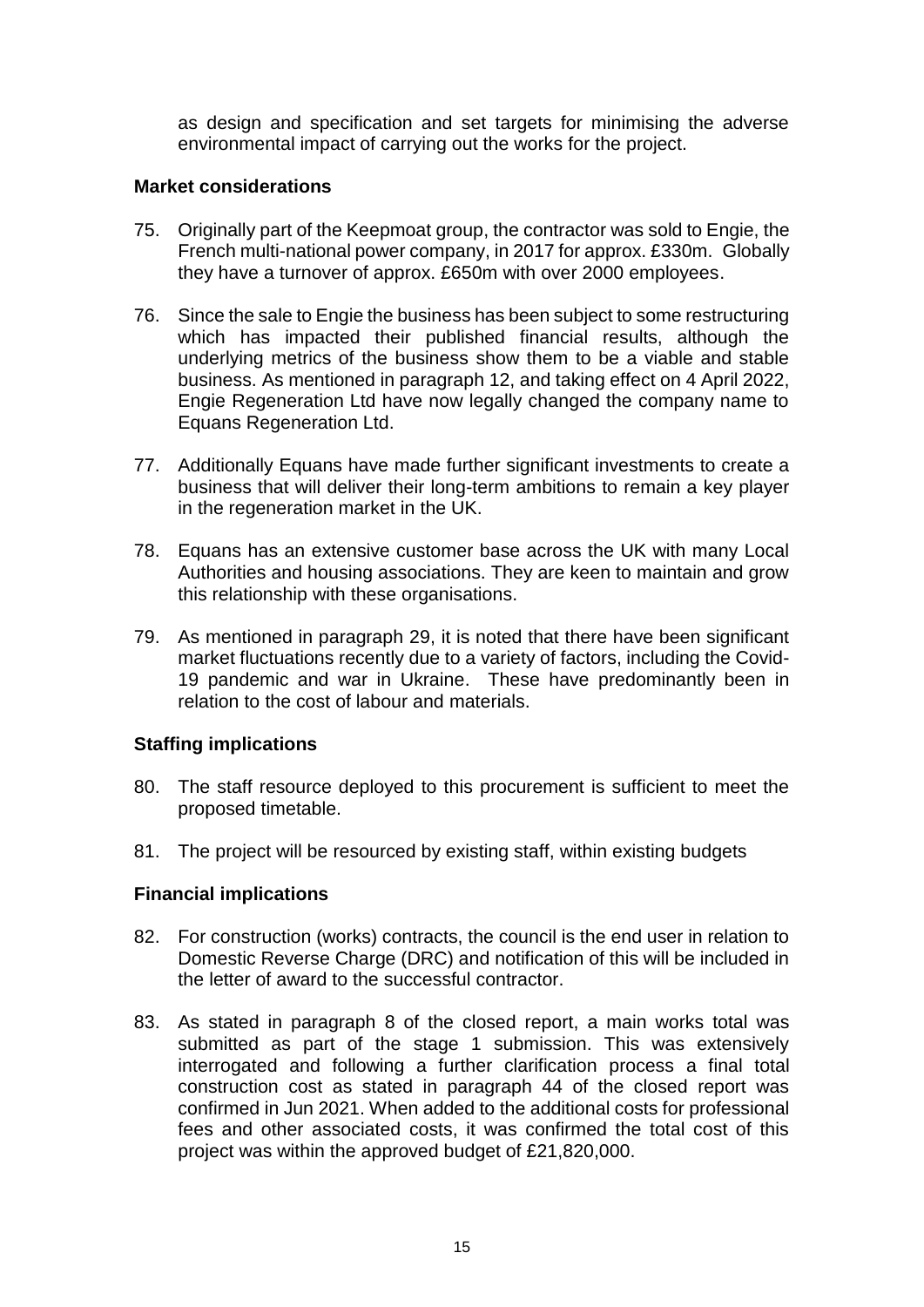as design and specification and set targets for minimising the adverse environmental impact of carrying out the works for the project.

**Market considerations**

75. Originally part of the Keepmoat group, the contractor was sold to Engie, the French multi-national power company, in 2017 for approx. £330m. Globally they have a turnover of approx. £650m with over 2000 employees.

76. Since the sale to Engie the business has been subject to some restructuring which has impacted their published financial results, although the underlying metrics of the business show them to be a viable and stable business. As mentioned in paragraph 12, and taking effect on 4 April 2022, Engie Regeneration Ltd have now legally changed the company name to Equans Regeneration Ltd.

77. Additionally Equans have made further significant investments to create a business that will deliver their long-term ambitions to remain a key player in the regeneration market in the UK.

78. Equans has an extensive customer base across the UK with many Local Authorities and housing associations. They are keen to maintain and grow this relationship with these organisations.

79. As mentioned in paragraph 29, it is noted that there have been significant market fluctuations recently due to a variety of factors, including the Covid-19 pandemic and war in Ukraine. These have predominantly been in relation to the cost of labour and materials.

**Staffing implications**

80. The staff resource deployed to this procurement is sufficient to meet the proposed timetable.

81. The project will be resourced by existing staff, within existing budgets

**Financial implications**

82. For construction (works) contracts, the council is the end user in relation to Domestic Reverse Charge (DRC) and notification of this will be included in the letter of award to the successful contractor.

83. As stated in paragraph 8 of the closed report, a main works total was submitted as part of the stage 1 submission. This was extensively interrogated and following a further clarification process a final total construction cost as stated in paragraph 44 of the closed report was confirmed in Jun 2021. When added to the additional costs for professional fees and other associated costs, it was confirmed the total cost of this project was within the approved budget of £21,820,000.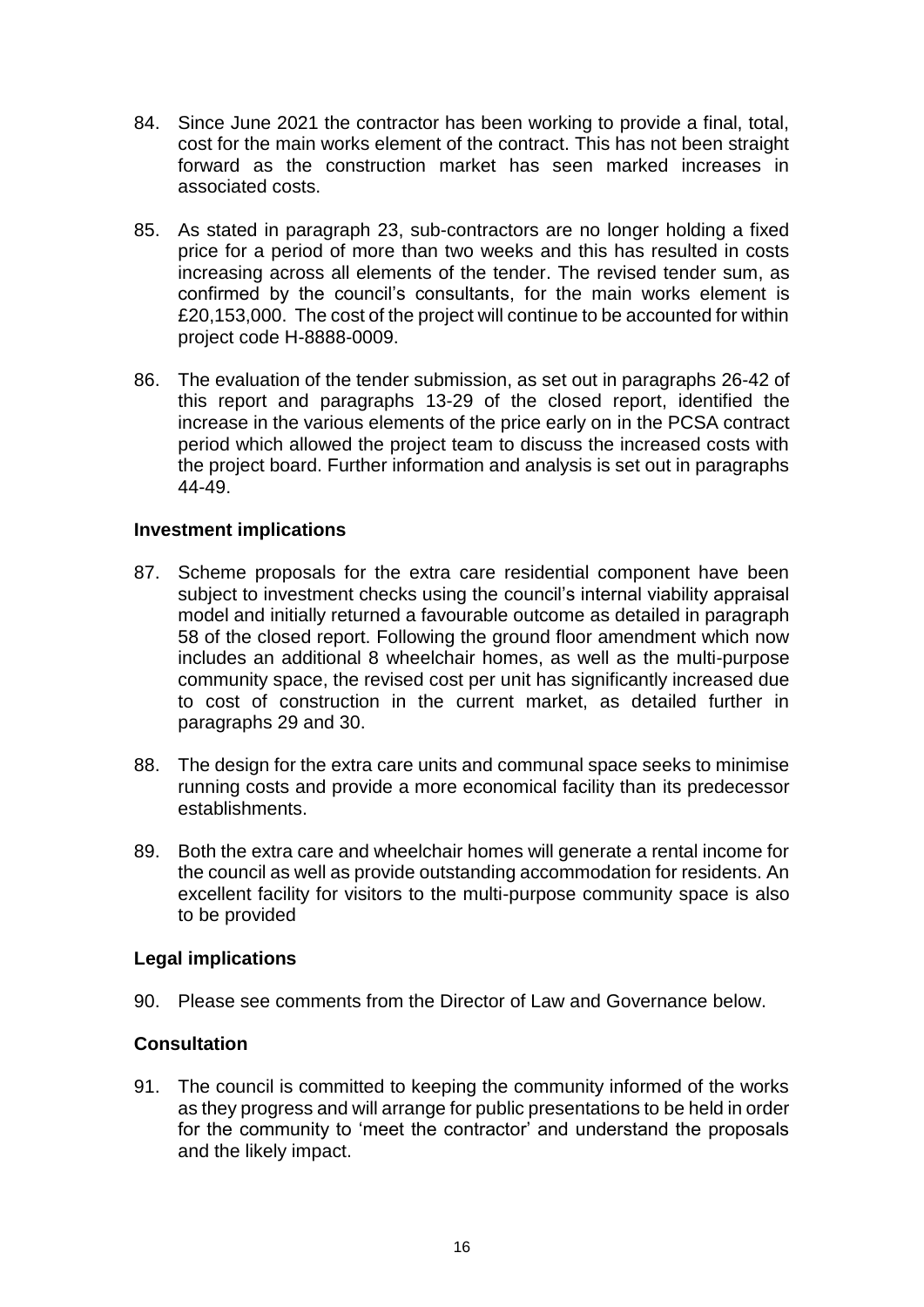84. Since June 2021 the contractor has been working to provide a final, total, cost for the main works element of the contract. This has not been straight forward as the construction market has seen marked increases in associated costs.

85. As stated in paragraph 23, sub-contractors are no longer holding a fixed price for a period of more than two weeks and this has resulted in costs increasing across all elements of the tender. The revised tender sum, as confirmed by the council's consultants, for the main works element is £20,153,000. The cost of the project will continue to be accounted for within project code H-8888-0009.

86. The evaluation of the tender submission, as set out in paragraphs 26-42 of this report and paragraphs 13-29 of the closed report, identified the increase in the various elements of the price early on in the PCSA contract period which allowed the project team to discuss the increased costs with the project board. Further information and analysis is set out in paragraphs 44-49.

**Investment implications**

87. Scheme proposals for the extra care residential component have been subject to investment checks using the council's internal viability appraisal model and initially returned a favourable outcome as detailed in paragraph 58 of the closed report. Following the ground floor amendment which now includes an additional 8 wheelchair homes, as well as the multi-purpose community space, the revised cost per unit has significantly increased due to cost of construction in the current market, as detailed further in paragraphs 29 and 30.

88. The design for the extra care units and communal space seeks to minimise running costs and provide a more economical facility than its predecessor establishments.

89. Both the extra care and wheelchair homes will generate a rental income for the council as well as provide outstanding accommodation for residents. An excellent facility for visitors to the multi-purpose community space is also to be provided

**Legal implications**

90. Please see comments from the Director of Law and Governance below.

**Consultation**

91. The council is committed to keeping the community informed of the works as they progress and will arrange for public presentations to be held in order for the community to 'meet the contractor' and understand the proposals and the likely impact.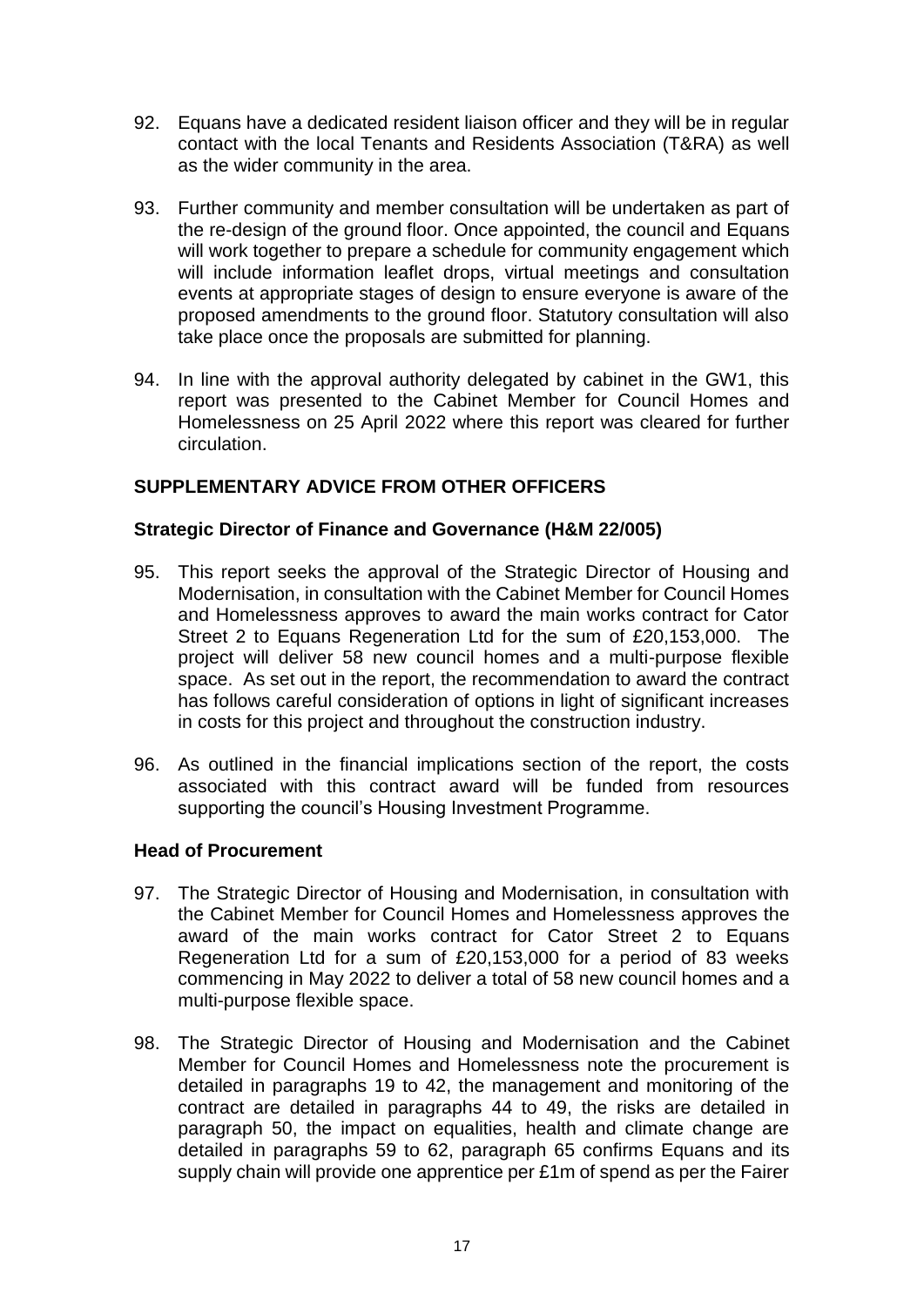92. Equans have a dedicated resident liaison officer and they will be in regular contact with the local Tenants and Residents Association (T&RA) as well as the wider community in the area.

93. Further community and member consultation will be undertaken as part of the re-design of the ground floor. Once appointed, the council and Equans will work together to prepare a schedule for community engagement which will include information leaflet drops, virtual meetings and consultation events at appropriate stages of design to ensure everyone is aware of the proposed amendments to the ground floor. Statutory consultation will also take place once the proposals are submitted for planning.

94. In line with the approval authority delegated by cabinet in the GW1, this report was presented to the Cabinet Member for Council Homes and Homelessness on 25 April 2022 where this report was cleared for further circulation.

## SUPPLEMENTARY ADVICE FROM OTHER OFFICERS

### Strategic Director of Finance and Governance (H&M 22/005)

95. This report seeks the approval of the Strategic Director of Housing and Modernisation, in consultation with the Cabinet Member for Council Homes and Homelessness approves to award the main works contract for Cator Street 2 to Equans Regeneration Ltd for the sum of £20,153,000. The project will deliver 58 new council homes and a multi-purpose flexible space. As set out in the report, the recommendation to award the contract has follows careful consideration of options in light of significant increases in costs for this project and throughout the construction industry.

96. As outlined in the financial implications section of the report, the costs associated with this contract award will be funded from resources supporting the council's Housing Investment Programme.

### Head of Procurement

97. The Strategic Director of Housing and Modernisation, in consultation with the Cabinet Member for Council Homes and Homelessness approves the award of the main works contract for Cator Street 2 to Equans Regeneration Ltd for a sum of £20,153,000 for a period of 83 weeks commencing in May 2022 to deliver a total of 58 new council homes and a multi-purpose flexible space.

98. The Strategic Director of Housing and Modernisation and the Cabinet Member for Council Homes and Homelessness note the procurement is detailed in paragraphs 19 to 42, the management and monitoring of the contract are detailed in paragraphs 44 to 49, the risks are detailed in paragraph 50, the impact on equalities, health and climate change are detailed in paragraphs 59 to 62, paragraph 65 confirms Equans and its supply chain will provide one apprentice per £1m of spend as per the Fairer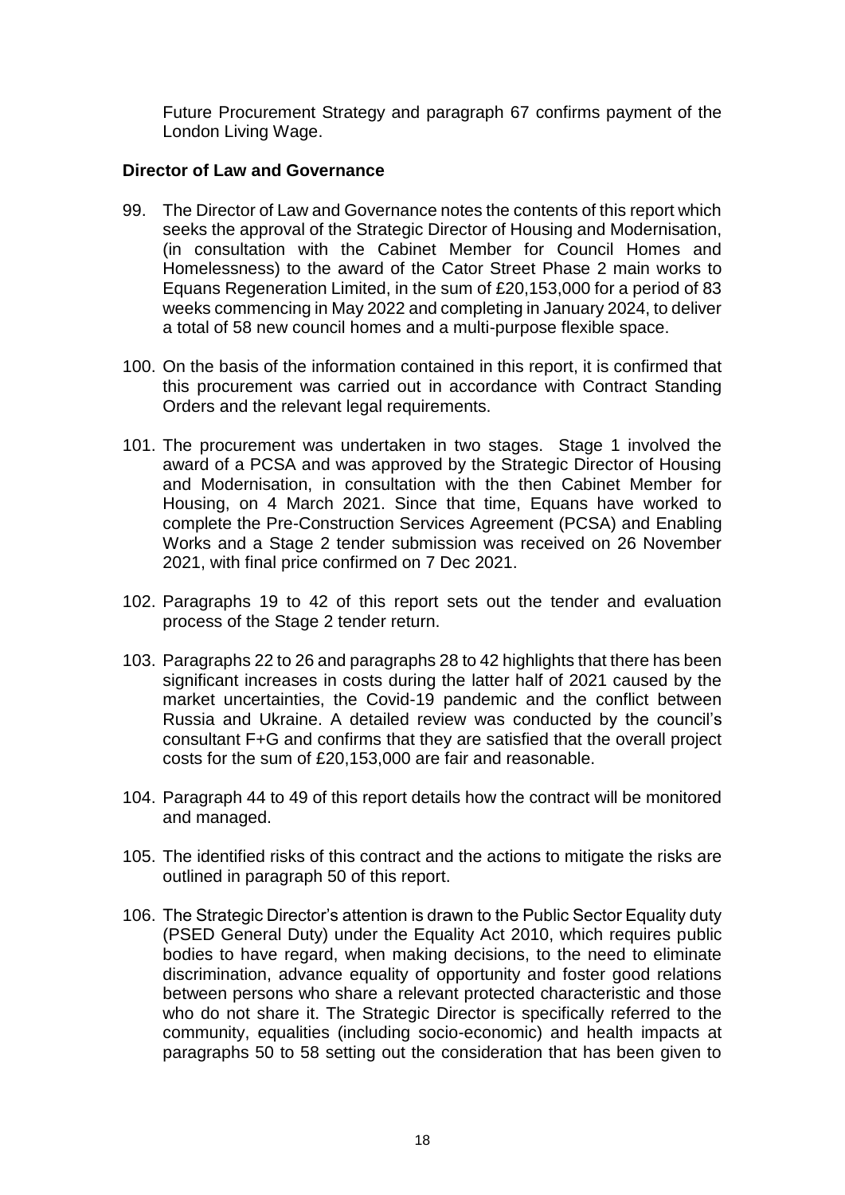Future Procurement Strategy and paragraph 67 confirms payment of the London Living Wage.

**Director of Law and Governance**

99. The Director of Law and Governance notes the contents of this report which seeks the approval of the Strategic Director of Housing and Modernisation, (in consultation with the Cabinet Member for Council Homes and Homelessness) to the award of the Cator Street Phase 2 main works to Equans Regeneration Limited, in the sum of £20,153,000 for a period of 83 weeks commencing in May 2022 and completing in January 2024, to deliver a total of 58 new council homes and a multi-purpose flexible space.

100. On the basis of the information contained in this report, it is confirmed that this procurement was carried out in accordance with Contract Standing Orders and the relevant legal requirements.

101. The procurement was undertaken in two stages. Stage 1 involved the award of a PCSA and was approved by the Strategic Director of Housing and Modernisation, in consultation with the then Cabinet Member for Housing, on 4 March 2021. Since that time, Equans have worked to complete the Pre-Construction Services Agreement (PCSA) and Enabling Works and a Stage 2 tender submission was received on 26 November 2021, with final price confirmed on 7 Dec 2021.

102. Paragraphs 19 to 42 of this report sets out the tender and evaluation process of the Stage 2 tender return.

103. Paragraphs 22 to 26 and paragraphs 28 to 42 highlights that there has been significant increases in costs during the latter half of 2021 caused by the market uncertainties, the Covid-19 pandemic and the conflict between Russia and Ukraine. A detailed review was conducted by the council's consultant F+G and confirms that they are satisfied that the overall project costs for the sum of £20,153,000 are fair and reasonable.

104. Paragraph 44 to 49 of this report details how the contract will be monitored and managed.

105. The identified risks of this contract and the actions to mitigate the risks are outlined in paragraph 50 of this report.

106. The Strategic Director's attention is drawn to the Public Sector Equality duty (PSED General Duty) under the Equality Act 2010, which requires public bodies to have regard, when making decisions, to the need to eliminate discrimination, advance equality of opportunity and foster good relations between persons who share a relevant protected characteristic and those who do not share it. The Strategic Director is specifically referred to the community, equalities (including socio-economic) and health impacts at paragraphs 50 to 58 setting out the consideration that has been given to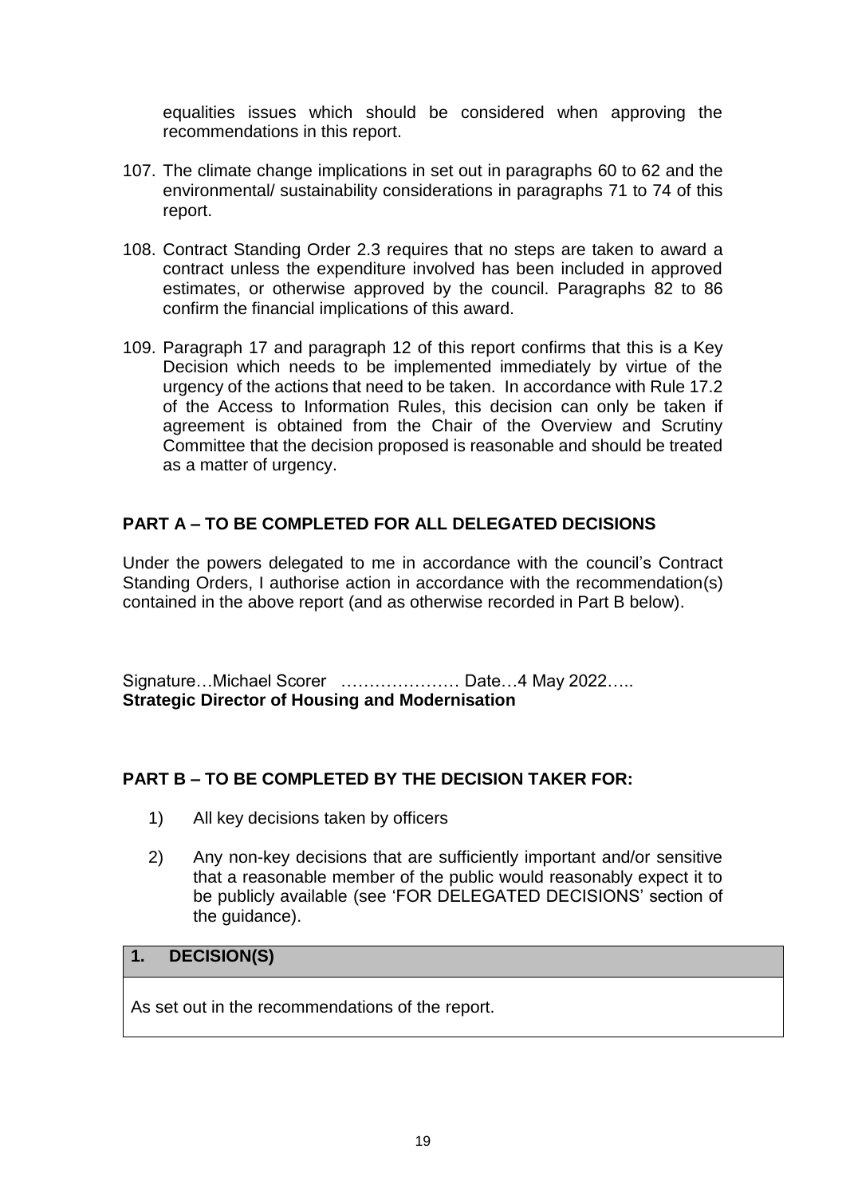equalities issues which should be considered when approving the recommendations in this report.

107. The climate change implications in set out in paragraphs 60 to 62 and the environmental/ sustainability considerations in paragraphs 71 to 74 of this report.

108. Contract Standing Order 2.3 requires that no steps are taken to award a contract unless the expenditure involved has been included in approved estimates, or otherwise approved by the council. Paragraphs 82 to 86 confirm the financial implications of this award.

109. Paragraph 17 and paragraph 12 of this report confirms that this is a Key Decision which needs to be implemented immediately by virtue of the urgency of the actions that need to be taken. In accordance with Rule 17.2 of the Access to Information Rules, this decision can only be taken if agreement is obtained from the Chair of the Overview and Scrutiny Committee that the decision proposed is reasonable and should be treated as a matter of urgency.

## PART A – TO BE COMPLETED FOR ALL DELEGATED DECISIONS

Under the powers delegated to me in accordance with the council's Contract Standing Orders, I authorise action in accordance with the recommendation(s) contained in the above report (and as otherwise recorded in Part B below).

Signature…Michael Scorer ………………… Date…4 May 2022…..
**Strategic Director of Housing and Modernisation**

## PART B – TO BE COMPLETED BY THE DECISION TAKER FOR:

1) All key decisions taken by officers

2) Any non-key decisions that are sufficiently important and/or sensitive that a reasonable member of the public would reasonably expect it to be publicly available (see 'FOR DELEGATED DECISIONS' section of the guidance).

| 1. DECISION(S) |
|---|
| As set out in the recommendations of the report. |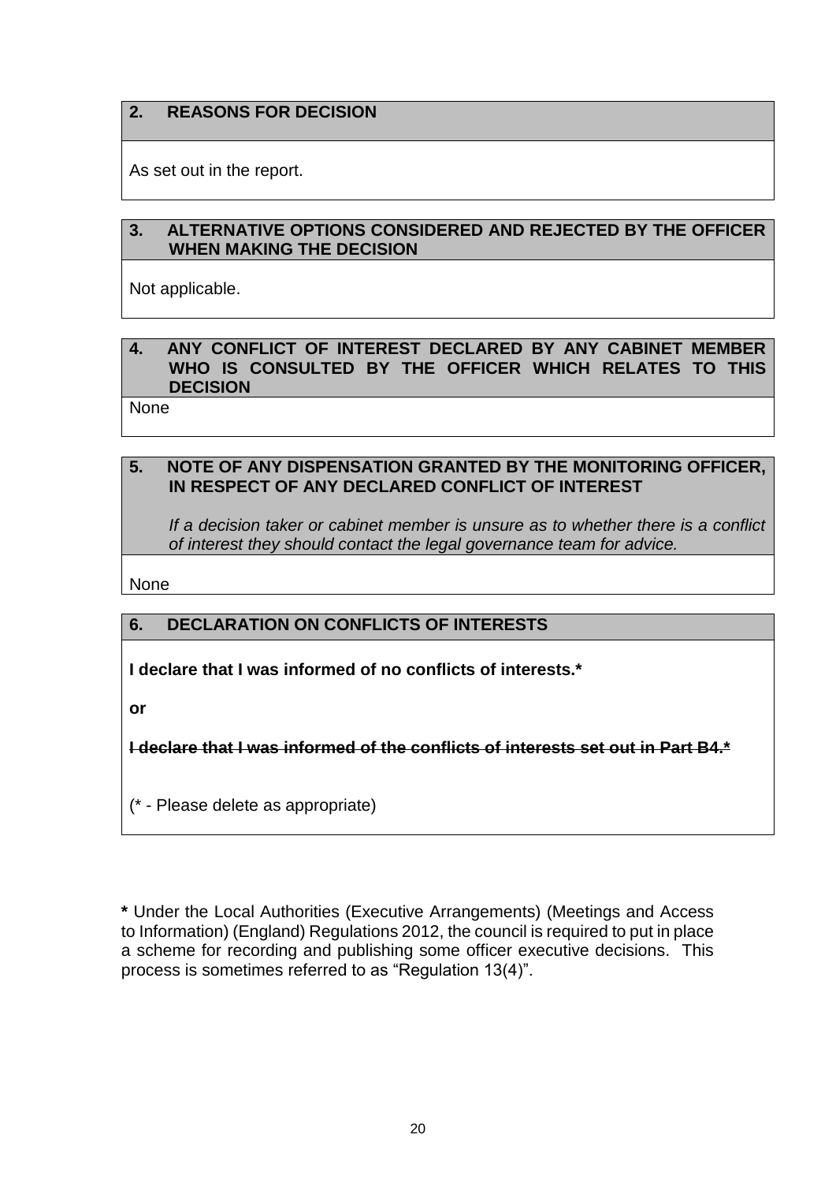## 2. REASONS FOR DECISION

As set out in the report.

## 3. ALTERNATIVE OPTIONS CONSIDERED AND REJECTED BY THE OFFICER WHEN MAKING THE DECISION

Not applicable.

## 4. ANY CONFLICT OF INTEREST DECLARED BY ANY CABINET MEMBER WHO IS CONSULTED BY THE OFFICER WHICH RELATES TO THIS DECISION

None

## 5. NOTE OF ANY DISPENSATION GRANTED BY THE MONITORING OFFICER, IN RESPECT OF ANY DECLARED CONFLICT OF INTEREST

*If a decision taker or cabinet member is unsure as to whether there is a conflict of interest they should contact the legal governance team for advice.*

None

## 6. DECLARATION ON CONFLICTS OF INTERESTS

**I declare that I was informed of no conflicts of interests.***

**or**

~~**I declare that I was informed of the conflicts of interests set out in Part B4.***~~

(* - Please delete as appropriate)

**\*** Under the Local Authorities (Executive Arrangements) (Meetings and Access to Information) (England) Regulations 2012, the council is required to put in place a scheme for recording and publishing some officer executive decisions. This process is sometimes referred to as "Regulation 13(4)".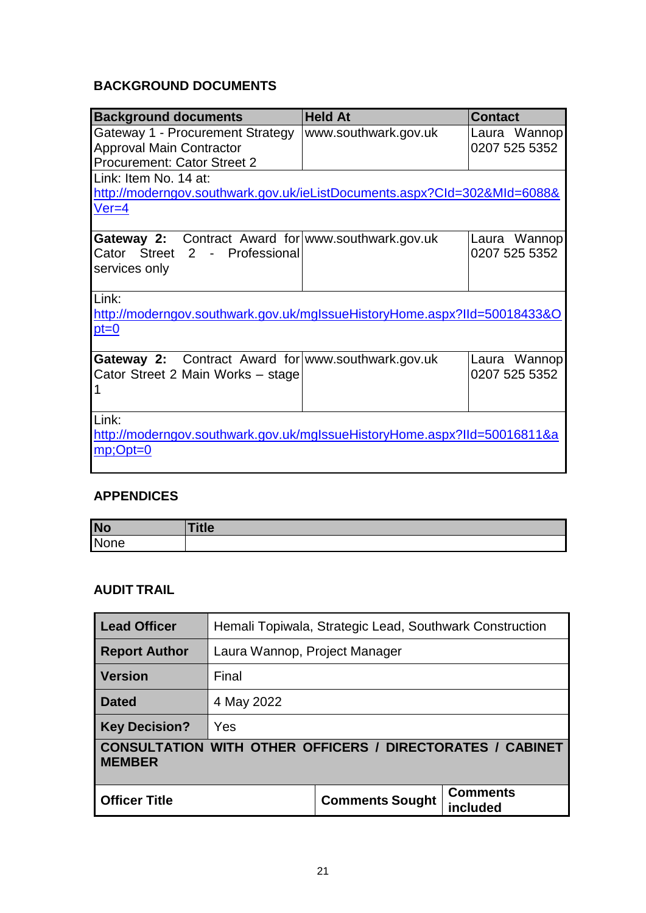## BACKGROUND DOCUMENTS

| Background documents | Held At | Contact |
|---|---|---|
| Gateway 1 - Procurement Strategy Approval Main Contractor Procurement: Cator Street 2 | www.southwark.gov.uk | Laura Wannop 0207 525 5352 |
| Link: Item No. 14 at: http://moderngov.southwark.gov.uk/ieListDocuments.aspx?CId=302&MId=6088&Ver=4 | | |
| **Gateway 2:** Contract Award for Cator Street 2 - Professional services only | www.southwark.gov.uk | Laura Wannop 0207 525 5352 |
| Link: http://moderngov.southwark.gov.uk/mgIssueHistoryHome.aspx?IId=50018433&Opt=0 | | |
| **Gateway 2:** Contract Award for Cator Street 2 Main Works – stage 1 | www.southwark.gov.uk | Laura Wannop 0207 525 5352 |
| Link: http://moderngov.southwark.gov.uk/mgIssueHistoryHome.aspx?IId=50016811&amp;Opt=0 | | |

## APPENDICES

| No | Title |
|---|---|
| None | |

## AUDIT TRAIL

| **Lead Officer** | Hemali Topiwala, Strategic Lead, Southwark Construction | |
|---|---|---|
| **Report Author** | Laura Wannop, Project Manager | |
| **Version** | Final | |
| **Dated** | 4 May 2022 | |
| **Key Decision?** | Yes | |
| **CONSULTATION WITH OTHER OFFICERS / DIRECTORATES / CABINET MEMBER** | | |
| **Officer Title** | **Comments Sought** | **Comments included** |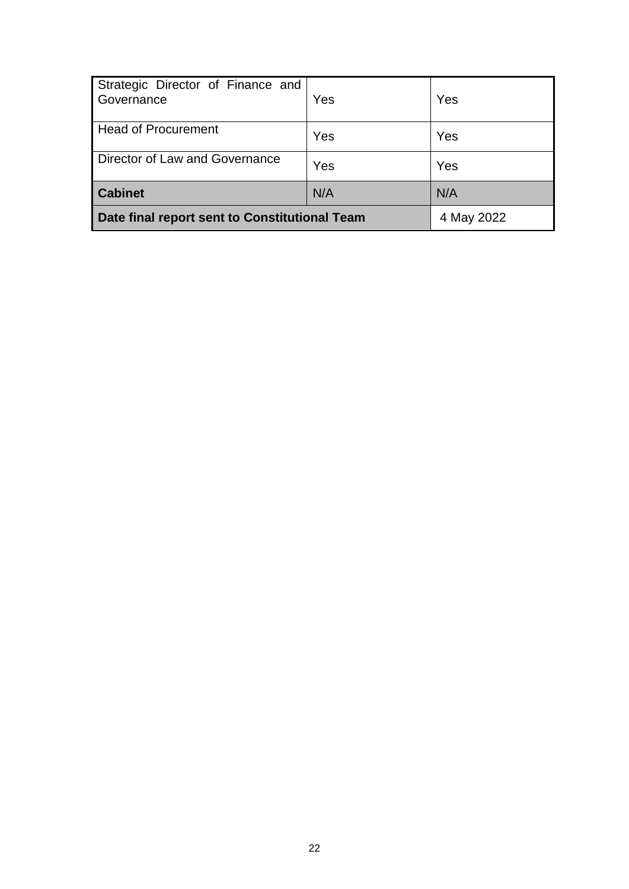| | | |
|---|---|---|
| Strategic Director of Finance and Governance | Yes | Yes |
| Head of Procurement | Yes | Yes |
| Director of Law and Governance | Yes | Yes |
| **Cabinet** | N/A | N/A |
| **Date final report sent to Constitutional Team** | | 4 May 2022 |